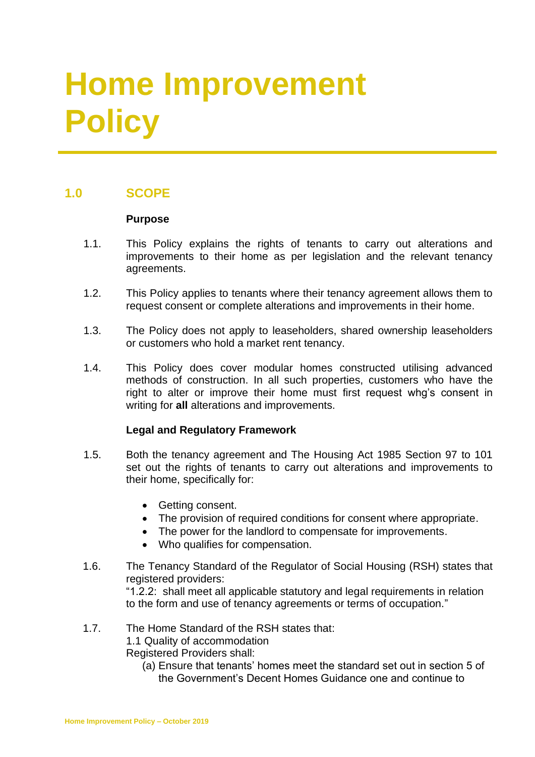# Home Improvement Policy

## 1.0 SCOPE

**Purpose**

1.1. This Policy explains the rights of tenants to carry out alterations and improvements to their home as per legislation and the relevant tenancy agreements.

1.2. This Policy applies to tenants where their tenancy agreement allows them to request consent or complete alterations and improvements in their home.

1.3. The Policy does not apply to leaseholders, shared ownership leaseholders or customers who hold a market rent tenancy.

1.4. This Policy does cover modular homes constructed utilising advanced methods of construction. In all such properties, customers who have the right to alter or improve their home must first request whg's consent in writing for **all** alterations and improvements.

**Legal and Regulatory Framework**

1.5. Both the tenancy agreement and The Housing Act 1985 Section 97 to 101 set out the rights of tenants to carry out alterations and improvements to their home, specifically for:

- Getting consent.
- The provision of required conditions for consent where appropriate.
- The power for the landlord to compensate for improvements.
- Who qualifies for compensation.

1.6. The Tenancy Standard of the Regulator of Social Housing (RSH) states that registered providers:
"1.2.2: shall meet all applicable statutory and legal requirements in relation to the form and use of tenancy agreements or terms of occupation."

1.7. The Home Standard of the RSH states that:
1.1 Quality of accommodation
Registered Providers shall:
(a) Ensure that tenants' homes meet the standard set out in section 5 of the Government's Decent Homes Guidance one and continue to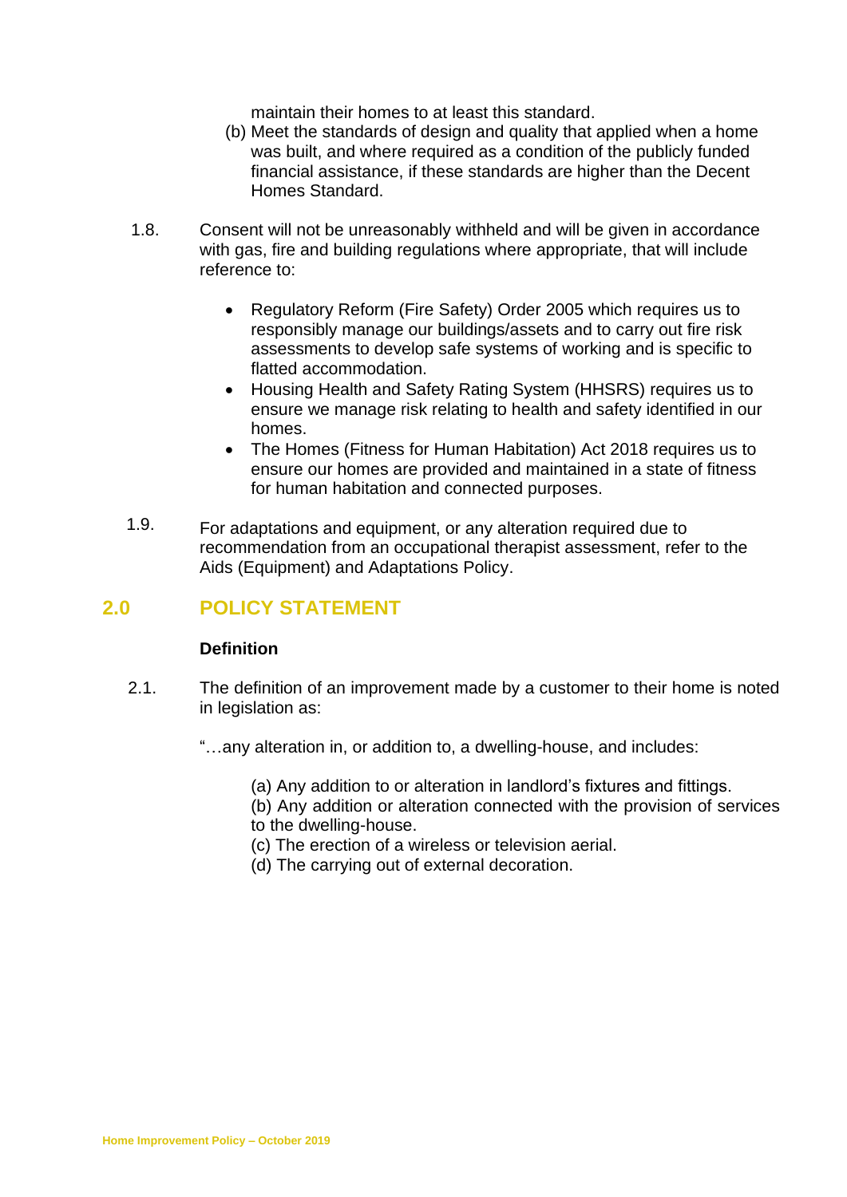maintain their homes to at least this standard.

(b) Meet the standards of design and quality that applied when a home was built, and where required as a condition of the publicly funded financial assistance, if these standards are higher than the Decent Homes Standard.

1.8. Consent will not be unreasonably withheld and will be given in accordance with gas, fire and building regulations where appropriate, that will include reference to:

- Regulatory Reform (Fire Safety) Order 2005 which requires us to responsibly manage our buildings/assets and to carry out fire risk assessments to develop safe systems of working and is specific to flatted accommodation.
- Housing Health and Safety Rating System (HHSRS) requires us to ensure we manage risk relating to health and safety identified in our homes.
- The Homes (Fitness for Human Habitation) Act 2018 requires us to ensure our homes are provided and maintained in a state of fitness for human habitation and connected purposes.

1.9. For adaptations and equipment, or any alteration required due to recommendation from an occupational therapist assessment, refer to the Aids (Equipment) and Adaptations Policy.

## 2.0 POLICY STATEMENT

**Definition**

2.1. The definition of an improvement made by a customer to their home is noted in legislation as:

"…any alteration in, or addition to, a dwelling-house, and includes:

(a) Any addition to or alteration in landlord's fixtures and fittings.
(b) Any addition or alteration connected with the provision of services to the dwelling-house.
(c) The erection of a wireless or television aerial.
(d) The carrying out of external decoration.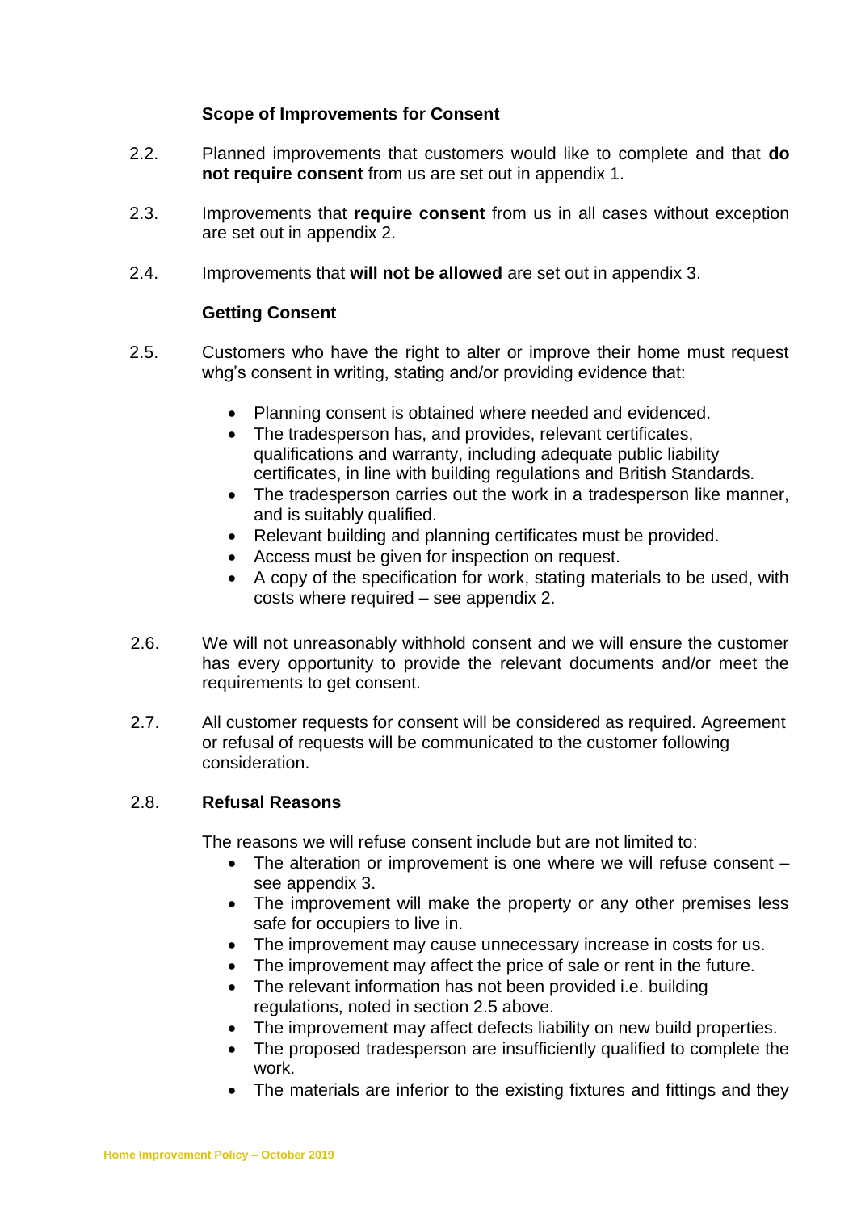### Scope of Improvements for Consent

2.2. Planned improvements that customers would like to complete and that **do not require consent** from us are set out in appendix 1.

2.3. Improvements that **require consent** from us in all cases without exception are set out in appendix 2.

2.4. Improvements that **will not be allowed** are set out in appendix 3.

### Getting Consent

2.5. Customers who have the right to alter or improve their home must request whg's consent in writing, stating and/or providing evidence that:

- Planning consent is obtained where needed and evidenced.
- The tradesperson has, and provides, relevant certificates, qualifications and warranty, including adequate public liability certificates, in line with building regulations and British Standards.
- The tradesperson carries out the work in a tradesperson like manner, and is suitably qualified.
- Relevant building and planning certificates must be provided.
- Access must be given for inspection on request.
- A copy of the specification for work, stating materials to be used, with costs where required – see appendix 2.

2.6. We will not unreasonably withhold consent and we will ensure the customer has every opportunity to provide the relevant documents and/or meet the requirements to get consent.

2.7. All customer requests for consent will be considered as required. Agreement or refusal of requests will be communicated to the customer following consideration.

2.8. **Refusal Reasons**

The reasons we will refuse consent include but are not limited to:

- The alteration or improvement is one where we will refuse consent – see appendix 3.
- The improvement will make the property or any other premises less safe for occupiers to live in.
- The improvement may cause unnecessary increase in costs for us.
- The improvement may affect the price of sale or rent in the future.
- The relevant information has not been provided i.e. building regulations, noted in section 2.5 above.
- The improvement may affect defects liability on new build properties.
- The proposed tradesperson are insufficiently qualified to complete the work.
- The materials are inferior to the existing fixtures and fittings and they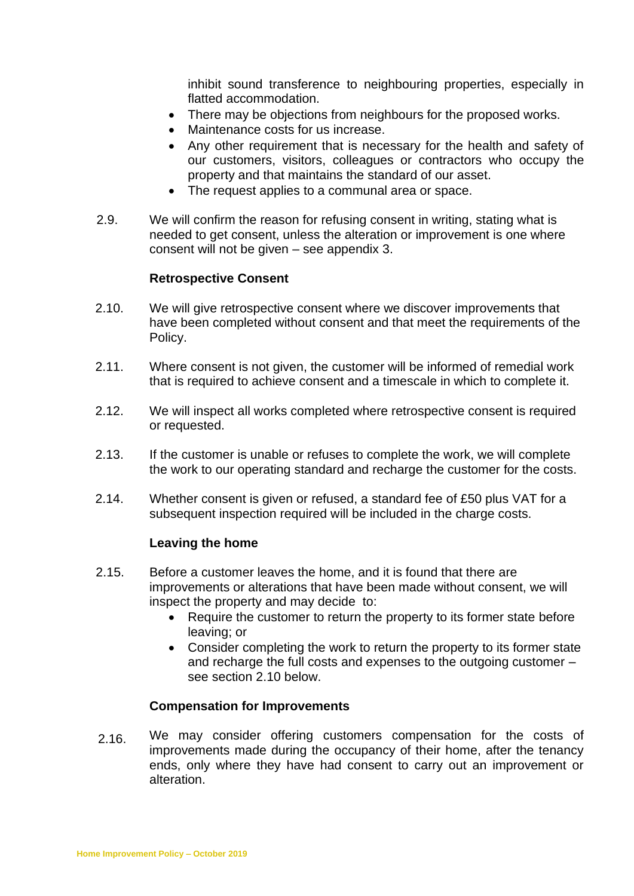inhibit sound transference to neighbouring properties, especially in flatted accommodation.

- There may be objections from neighbours for the proposed works.
- Maintenance costs for us increase.
- Any other requirement that is necessary for the health and safety of our customers, visitors, colleagues or contractors who occupy the property and that maintains the standard of our asset.
- The request applies to a communal area or space.

2.9. We will confirm the reason for refusing consent in writing, stating what is needed to get consent, unless the alteration or improvement is one where consent will not be given – see appendix 3.

**Retrospective Consent**

2.10. We will give retrospective consent where we discover improvements that have been completed without consent and that meet the requirements of the Policy.

2.11. Where consent is not given, the customer will be informed of remedial work that is required to achieve consent and a timescale in which to complete it.

2.12. We will inspect all works completed where retrospective consent is required or requested.

2.13. If the customer is unable or refuses to complete the work, we will complete the work to our operating standard and recharge the customer for the costs.

2.14. Whether consent is given or refused, a standard fee of £50 plus VAT for a subsequent inspection required will be included in the charge costs.

**Leaving the home**

2.15. Before a customer leaves the home, and it is found that there are improvements or alterations that have been made without consent, we will inspect the property and may decide to:

- Require the customer to return the property to its former state before leaving; or
- Consider completing the work to return the property to its former state and recharge the full costs and expenses to the outgoing customer – see section 2.10 below.

**Compensation for Improvements**

2.16. We may consider offering customers compensation for the costs of improvements made during the occupancy of their home, after the tenancy ends, only where they have had consent to carry out an improvement or alteration.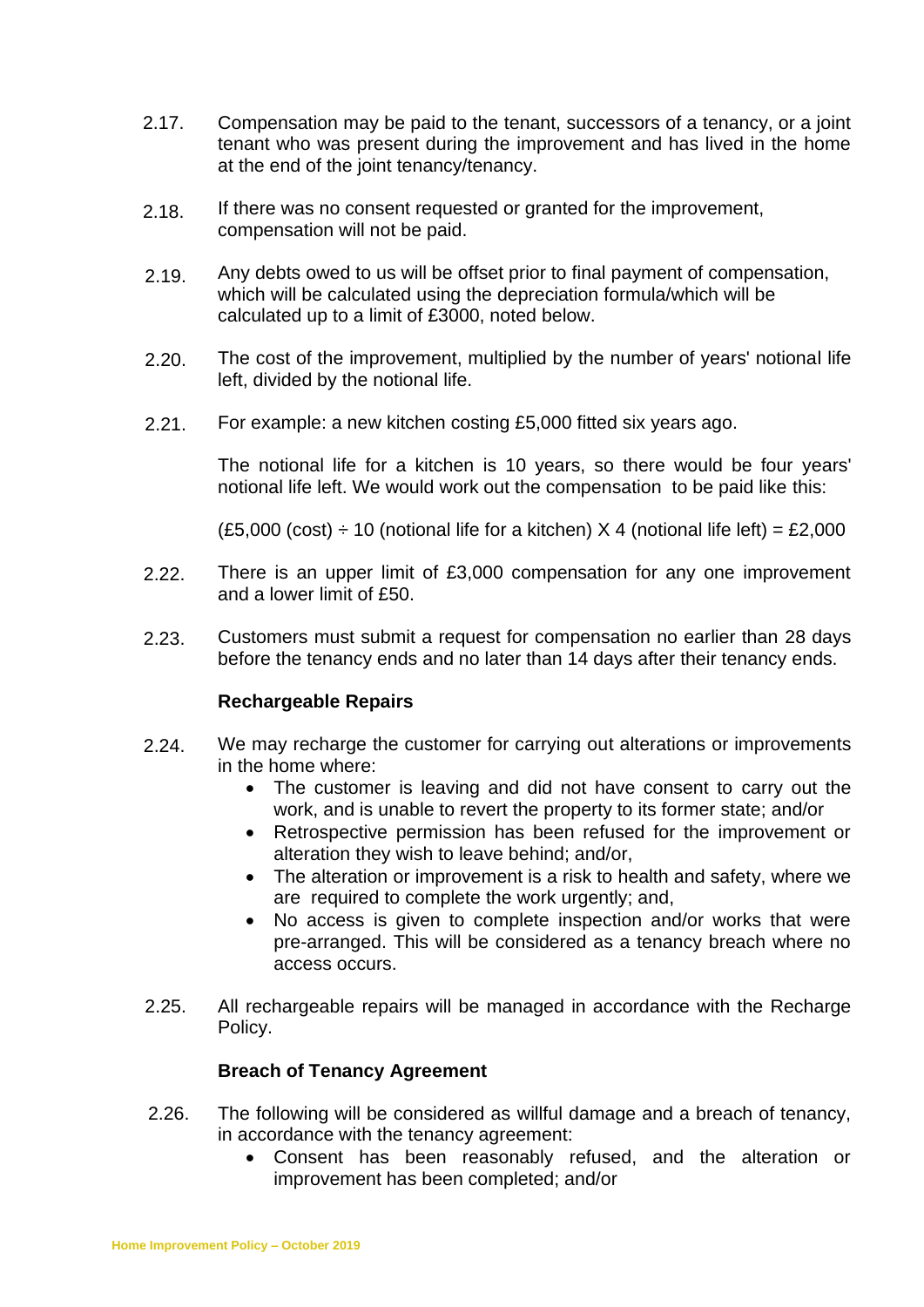2.17. Compensation may be paid to the tenant, successors of a tenancy, or a joint tenant who was present during the improvement and has lived in the home at the end of the joint tenancy/tenancy.

2.18. If there was no consent requested or granted for the improvement, compensation will not be paid.

2.19. Any debts owed to us will be offset prior to final payment of compensation, which will be calculated using the depreciation formula/which will be calculated up to a limit of £3000, noted below.

2.20. The cost of the improvement, multiplied by the number of years' notional life left, divided by the notional life.

2.21. For example: a new kitchen costing £5,000 fitted six years ago.

The notional life for a kitchen is 10 years, so there would be four years' notional life left. We would work out the compensation to be paid like this:

(£5,000 (cost) ÷ 10 (notional life for a kitchen) X 4 (notional life left) = £2,000

2.22. There is an upper limit of £3,000 compensation for any one improvement and a lower limit of £50.

2.23. Customers must submit a request for compensation no earlier than 28 days before the tenancy ends and no later than 14 days after their tenancy ends.

### Rechargeable Repairs

2.24. We may recharge the customer for carrying out alterations or improvements in the home where:

- The customer is leaving and did not have consent to carry out the work, and is unable to revert the property to its former state; and/or
- Retrospective permission has been refused for the improvement or alteration they wish to leave behind; and/or,
- The alteration or improvement is a risk to health and safety, where we are required to complete the work urgently; and,
- No access is given to complete inspection and/or works that were pre-arranged. This will be considered as a tenancy breach where no access occurs.

2.25. All rechargeable repairs will be managed in accordance with the Recharge Policy.

### Breach of Tenancy Agreement

2.26. The following will be considered as willful damage and a breach of tenancy, in accordance with the tenancy agreement:

- Consent has been reasonably refused, and the alteration or improvement has been completed; and/or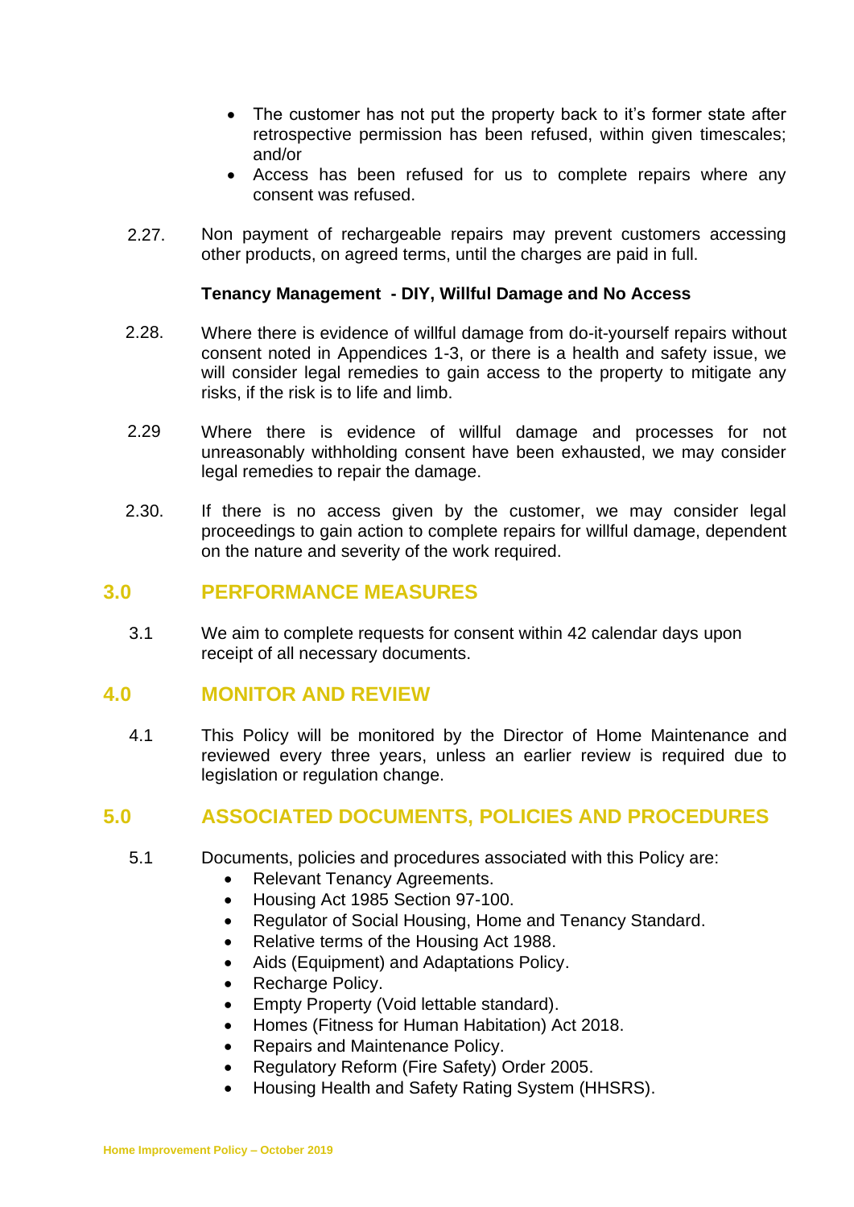- The customer has not put the property back to it's former state after retrospective permission has been refused, within given timescales; and/or
- Access has been refused for us to complete repairs where any consent was refused.

2.27. Non payment of rechargeable repairs may prevent customers accessing other products, on agreed terms, until the charges are paid in full.

**Tenancy Management - DIY, Willful Damage and No Access**

2.28. Where there is evidence of willful damage from do-it-yourself repairs without consent noted in Appendices 1-3, or there is a health and safety issue, we will consider legal remedies to gain access to the property to mitigate any risks, if the risk is to life and limb.

2.29 Where there is evidence of willful damage and processes for not unreasonably withholding consent have been exhausted, we may consider legal remedies to repair the damage.

2.30. If there is no access given by the customer, we may consider legal proceedings to gain action to complete repairs for willful damage, dependent on the nature and severity of the work required.

## 3.0 PERFORMANCE MEASURES

3.1 We aim to complete requests for consent within 42 calendar days upon receipt of all necessary documents.

## 4.0 MONITOR AND REVIEW

4.1 This Policy will be monitored by the Director of Home Maintenance and reviewed every three years, unless an earlier review is required due to legislation or regulation change.

## 5.0 ASSOCIATED DOCUMENTS, POLICIES AND PROCEDURES

5.1 Documents, policies and procedures associated with this Policy are:

- Relevant Tenancy Agreements.
- Housing Act 1985 Section 97-100.
- Regulator of Social Housing, Home and Tenancy Standard.
- Relative terms of the Housing Act 1988.
- Aids (Equipment) and Adaptations Policy.
- Recharge Policy.
- Empty Property (Void lettable standard).
- Homes (Fitness for Human Habitation) Act 2018.
- Repairs and Maintenance Policy.
- Regulatory Reform (Fire Safety) Order 2005.
- Housing Health and Safety Rating System (HHSRS).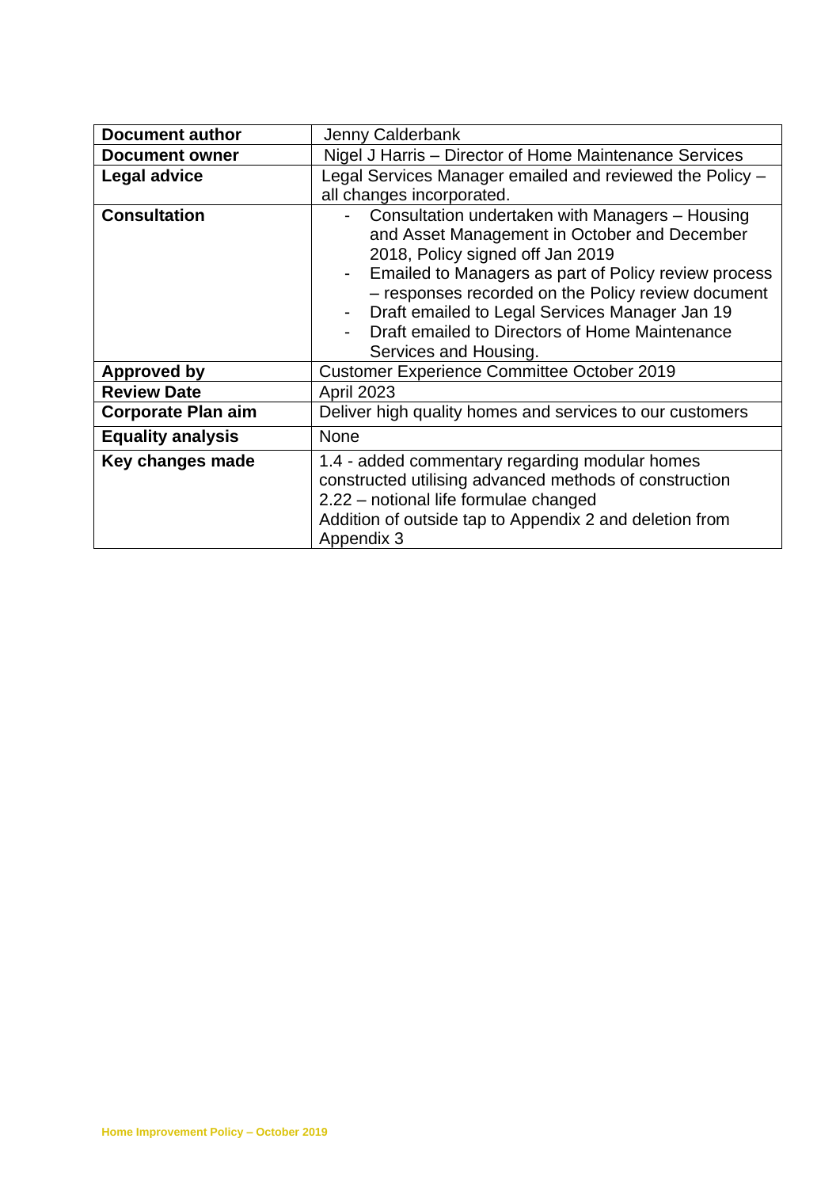| Document author | Jenny Calderbank |
|---|---|
| **Document owner** | Nigel J Harris – Director of Home Maintenance Services |
| **Legal advice** | Legal Services Manager emailed and reviewed the Policy – all changes incorporated. |
| **Consultation** | - Consultation undertaken with Managers – Housing and Asset Management in October and December 2018, Policy signed off Jan 2019<br>- Emailed to Managers as part of Policy review process – responses recorded on the Policy review document<br>- Draft emailed to Legal Services Manager Jan 19<br>- Draft emailed to Directors of Home Maintenance Services and Housing. |
| **Approved by** | Customer Experience Committee October 2019 |
| **Review Date** | April 2023 |
| **Corporate Plan aim** | Deliver high quality homes and services to our customers |
| **Equality analysis** | None |
| **Key changes made** | 1.4 - added commentary regarding modular homes constructed utilising advanced methods of construction<br>2.22 – notional life formulae changed<br>Addition of outside tap to Appendix 2 and deletion from Appendix 3 |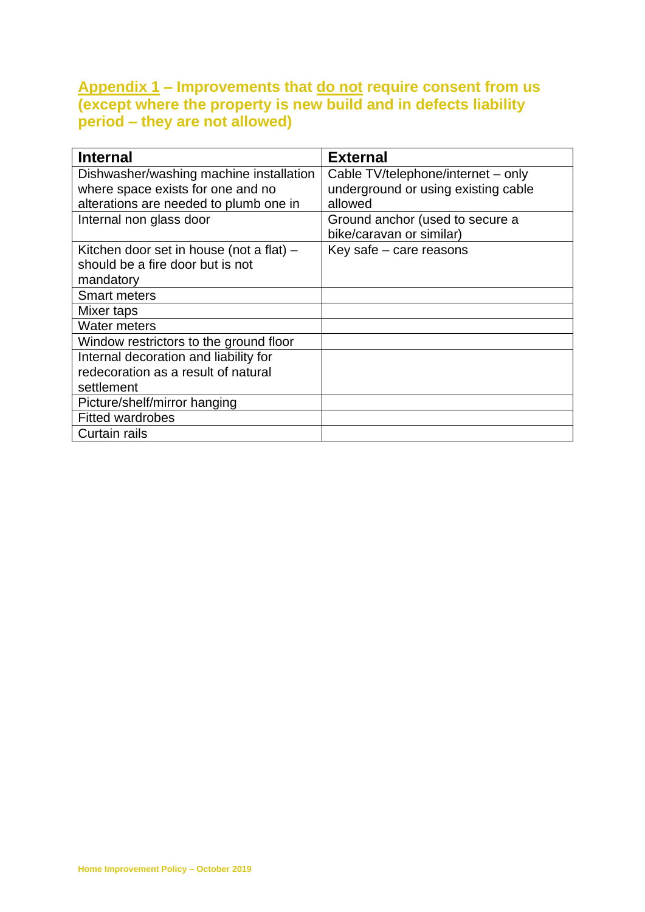## Appendix 1 – Improvements that do not require consent from us (except where the property is new build and in defects liability period – they are not allowed)

| Internal | External |
|---|---|
| Dishwasher/washing machine installation where space exists for one and no alterations are needed to plumb one in | Cable TV/telephone/internet – only underground or using existing cable allowed |
| Internal non glass door | Ground anchor (used to secure a bike/caravan or similar) |
| Kitchen door set in house (not a flat) – should be a fire door but is not mandatory | Key safe – care reasons |
| Smart meters | |
| Mixer taps | |
| Water meters | |
| Window restrictors to the ground floor | |
| Internal decoration and liability for redecoration as a result of natural settlement | |
| Picture/shelf/mirror hanging | |
| Fitted wardrobes | |
| Curtain rails | |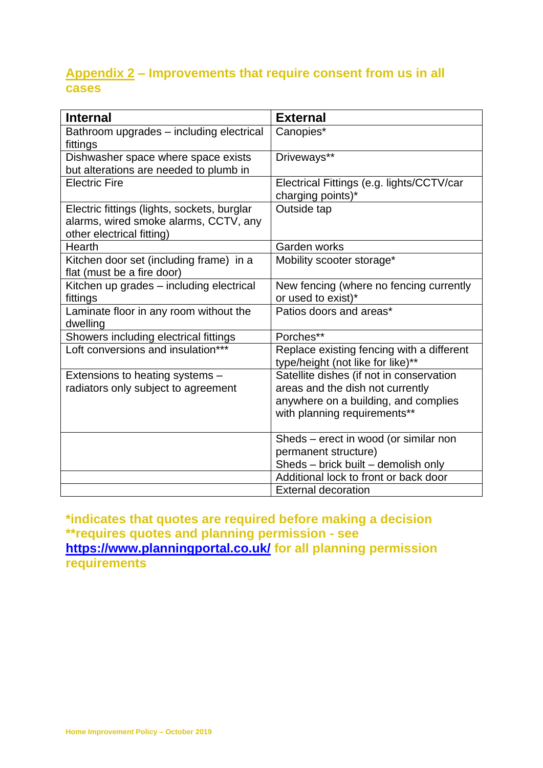## Appendix 2 – Improvements that require consent from us in all cases

| Internal | External |
|---|---|
| Bathroom upgrades – including electrical fittings | Canopies* |
| Dishwasher space where space exists but alterations are needed to plumb in | Driveways** |
| Electric Fire | Electrical Fittings (e.g. lights/CCTV/car charging points)* |
| Electric fittings (lights, sockets, burglar alarms, wired smoke alarms, CCTV, any other electrical fitting) | Outside tap |
| Hearth | Garden works |
| Kitchen door set (including frame) in a flat (must be a fire door) | Mobility scooter storage* |
| Kitchen up grades – including electrical fittings | New fencing (where no fencing currently or used to exist)* |
| Laminate floor in any room without the dwelling | Patios doors and areas* |
| Showers including electrical fittings | Porches** |
| Loft conversions and insulation*** | Replace existing fencing with a different type/height (not like for like)** |
| Extensions to heating systems – radiators only subject to agreement | Satellite dishes (if not in conservation areas and the dish not currently anywhere on a building, and complies with planning requirements** |
| | Sheds – erect in wood (or similar non permanent structure) Sheds – brick built – demolish only |
| | Additional lock to front or back door |
| | External decoration |

**\*indicates that quotes are required before making a decision**
**\*\*requires quotes and planning permission - see [https://www.planningportal.co.uk/](https://www.planningportal.co.uk/) for all planning permission requirements**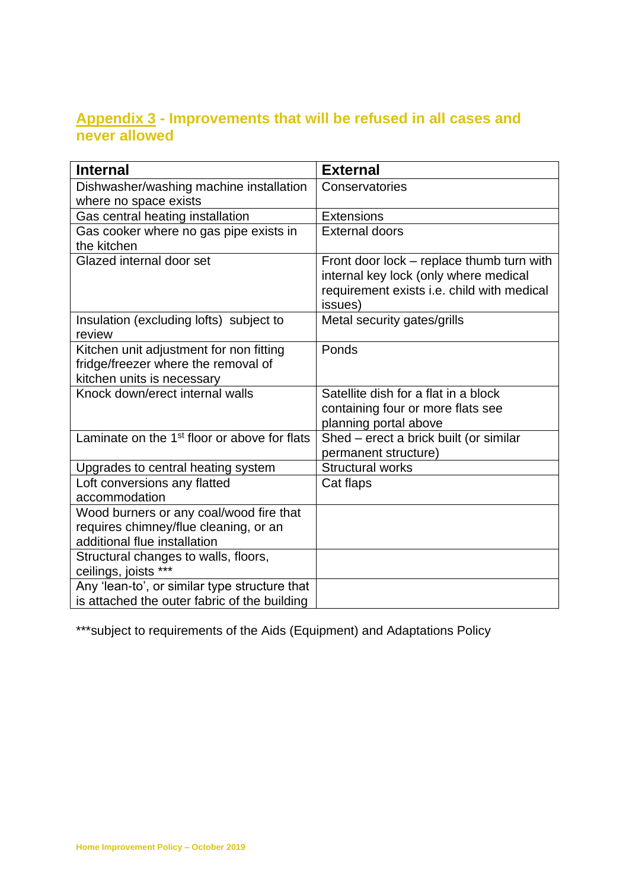## Appendix 3 - Improvements that will be refused in all cases and never allowed

| Internal | External |
| --- | --- |
| Dishwasher/washing machine installation where no space exists | Conservatories |
| Gas central heating installation | Extensions |
| Gas cooker where no gas pipe exists in the kitchen | External doors |
| Glazed internal door set | Front door lock – replace thumb turn with internal key lock (only where medical requirement exists i.e. child with medical issues) |
| Insulation (excluding lofts) subject to review | Metal security gates/grills |
| Kitchen unit adjustment for non fitting fridge/freezer where the removal of kitchen units is necessary | Ponds |
| Knock down/erect internal walls | Satellite dish for a flat in a block containing four or more flats see planning portal above |
| Laminate on the 1st floor or above for flats | Shed – erect a brick built (or similar permanent structure) |
| Upgrades to central heating system | Structural works |
| Loft conversions any flatted accommodation | Cat flaps |
| Wood burners or any coal/wood fire that requires chimney/flue cleaning, or an additional flue installation | |
| Structural changes to walls, floors, ceilings, joists *** | |
| Any 'lean-to', or similar type structure that is attached the outer fabric of the building | |

***subject to requirements of the Aids (Equipment) and Adaptations Policy